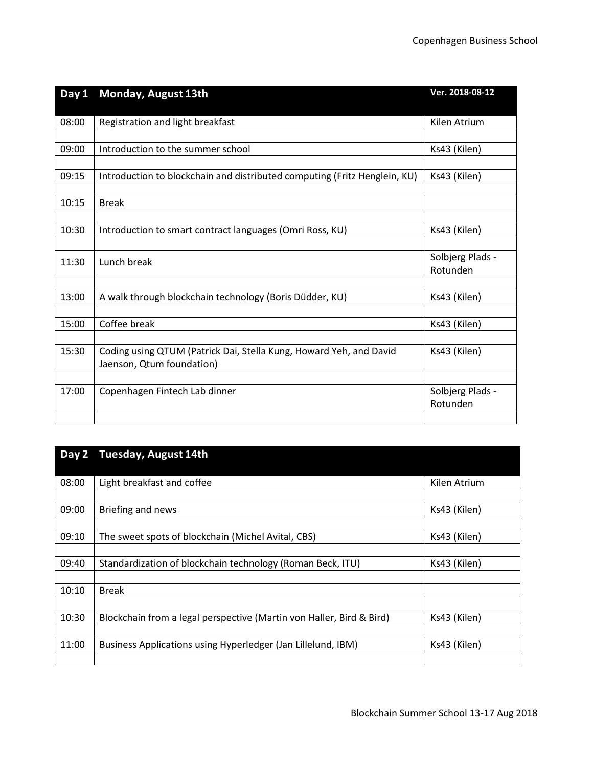| Day 1 | Monday, August 13th | Ver. 2018-08-12 |
|---|---|---|
| 08:00 | Registration and light breakfast | Kilen Atrium |
| 09:00 | Introduction to the summer school | Ks43 (Kilen) |
| 09:15 | Introduction to blockchain and distributed computing (Fritz Henglein, KU) | Ks43 (Kilen) |
| 10:15 | Break | |
| 10:30 | Introduction to smart contract languages (Omri Ross, KU) | Ks43 (Kilen) |
| 11:30 | Lunch break | Solbjerg Plads - Rotunden |
| 13:00 | A walk through blockchain technology (Boris Düdder, KU) | Ks43 (Kilen) |
| 15:00 | Coffee break | Ks43 (Kilen) |
| 15:30 | Coding using QTUM (Patrick Dai, Stella Kung, Howard Yeh, and David Jaenson, Qtum foundation) | Ks43 (Kilen) |
| 17:00 | Copenhagen Fintech Lab dinner | Solbjerg Plads - Rotunden |

| Day 2 | Tuesday, August 14th | |
|---|---|---|
| 08:00 | Light breakfast and coffee | Kilen Atrium |
| 09:00 | Briefing and news | Ks43 (Kilen) |
| 09:10 | The sweet spots of blockchain (Michel Avital, CBS) | Ks43 (Kilen) |
| 09:40 | Standardization of blockchain technology (Roman Beck, ITU) | Ks43 (Kilen) |
| 10:10 | Break | |
| 10:30 | Blockchain from a legal perspective (Martin von Haller, Bird & Bird) | Ks43 (Kilen) |
| 11:00 | Business Applications using Hyperledger (Jan Lillelund, IBM) | Ks43 (Kilen) |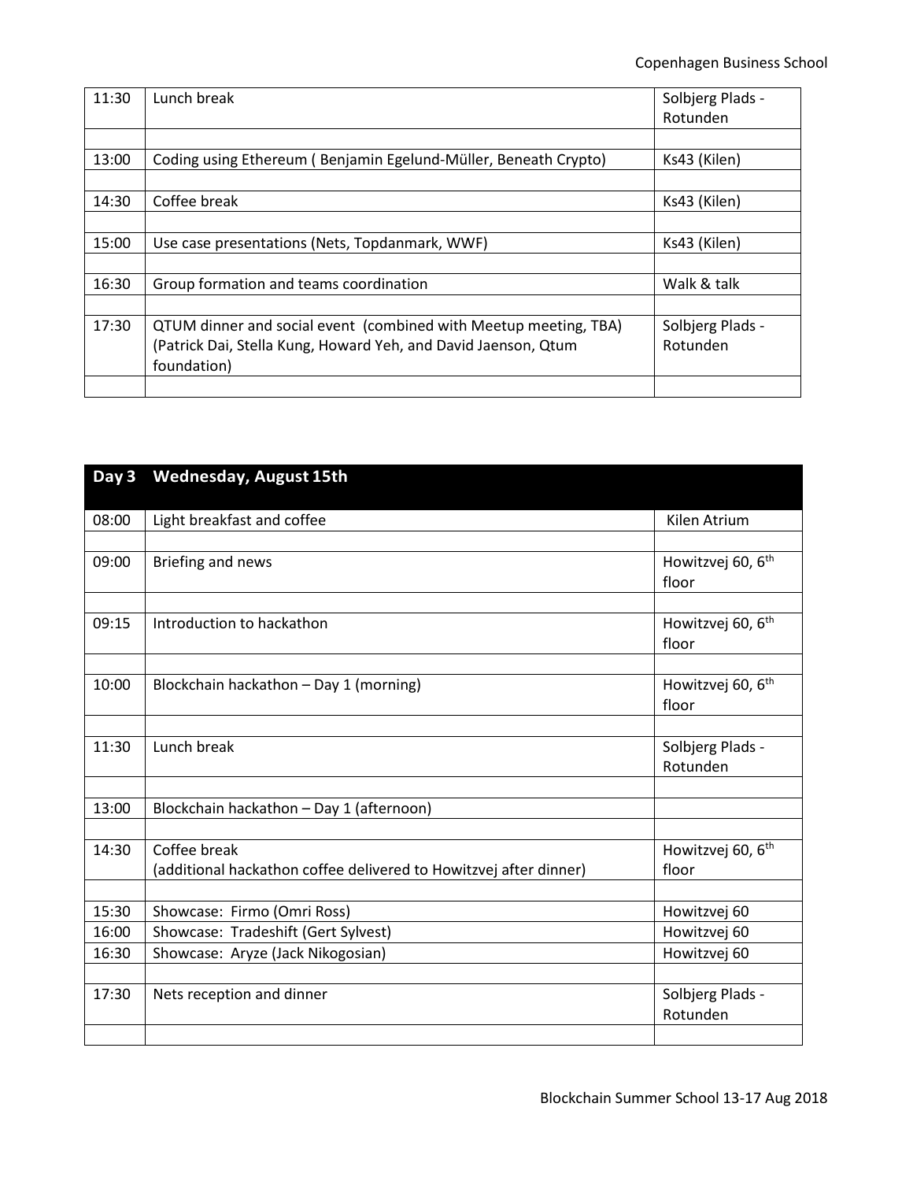| | | |
|---|---|---|
| 11:30 | Lunch break | Solbjerg Plads - Rotunden |
| | | |
| 13:00 | Coding using Ethereum ( Benjamin Egelund-Müller, Beneath Crypto) | Ks43 (Kilen) |
| | | |
| 14:30 | Coffee break | Ks43 (Kilen) |
| | | |
| 15:00 | Use case presentations (Nets, Topdanmark, WWF) | Ks43 (Kilen) |
| | | |
| 16:30 | Group formation and teams coordination | Walk & talk |
| | | |
| 17:30 | QTUM dinner and social event (combined with Meetup meeting, TBA) (Patrick Dai, Stella Kung, Howard Yeh, and David Jaenson, Qtum foundation) | Solbjerg Plads - Rotunden |
| | | |

| **Day 3** | **Wednesday, August 15th** | |
|---|---|---|
| 08:00 | Light breakfast and coffee | Kilen Atrium |
| | | |
| 09:00 | Briefing and news | Howitzvej 60, 6th floor |
| | | |
| 09:15 | Introduction to hackathon | Howitzvej 60, 6th floor |
| | | |
| 10:00 | Blockchain hackathon – Day 1 (morning) | Howitzvej 60, 6th floor |
| | | |
| 11:30 | Lunch break | Solbjerg Plads - Rotunden |
| | | |
| 13:00 | Blockchain hackathon – Day 1 (afternoon) | |
| | | |
| 14:30 | Coffee break (additional hackathon coffee delivered to Howitzvej after dinner) | Howitzvej 60, 6th floor |
| | | |
| 15:30 | Showcase: Firmo (Omri Ross) | Howitzvej 60 |
| 16:00 | Showcase: Tradeshift (Gert Sylvest) | Howitzvej 60 |
| 16:30 | Showcase: Aryze (Jack Nikogosian) | Howitzvej 60 |
| | | |
| 17:30 | Nets reception and dinner | Solbjerg Plads - Rotunden |
| | | |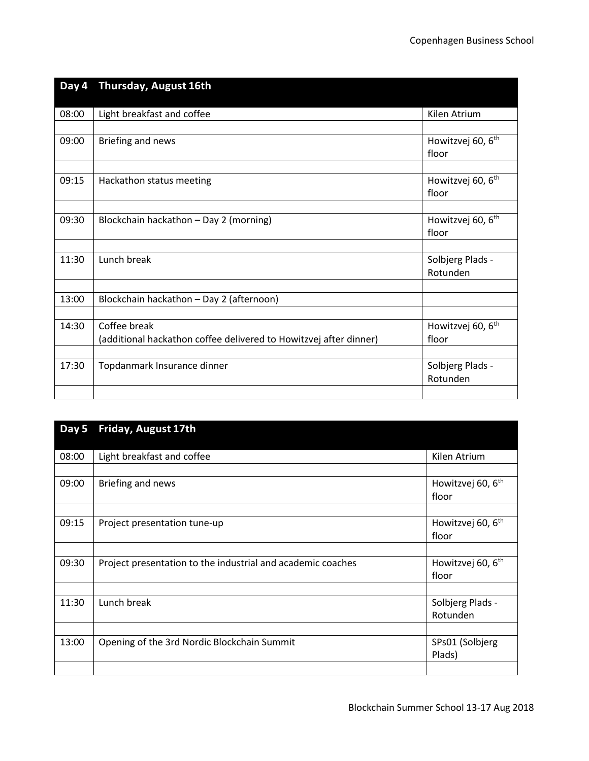| Day 4 | Thursday, August 16th | |
|---|---|---|
| 08:00 | Light breakfast and coffee | Kilen Atrium |
| | | |
| 09:00 | Briefing and news | Howitzvej 60, 6th floor |
| | | |
| 09:15 | Hackathon status meeting | Howitzvej 60, 6th floor |
| | | |
| 09:30 | Blockchain hackathon – Day 2 (morning) | Howitzvej 60, 6th floor |
| | | |
| 11:30 | Lunch break | Solbjerg Plads - Rotunden |
| | | |
| 13:00 | Blockchain hackathon – Day 2 (afternoon) | |
| | | |
| 14:30 | Coffee break<br>(additional hackathon coffee delivered to Howitzvej after dinner) | Howitzvej 60, 6th floor |
| | | |
| 17:30 | Topdanmark Insurance dinner | Solbjerg Plads - Rotunden |
| | | |

| Day 5 | Friday, August 17th | |
|---|---|---|
| 08:00 | Light breakfast and coffee | Kilen Atrium |
| | | |
| 09:00 | Briefing and news | Howitzvej 60, 6th floor |
| | | |
| 09:15 | Project presentation tune-up | Howitzvej 60, 6th floor |
| | | |
| 09:30 | Project presentation to the industrial and academic coaches | Howitzvej 60, 6th floor |
| | | |
| 11:30 | Lunch break | Solbjerg Plads - Rotunden |
| | | |
| 13:00 | Opening of the 3rd Nordic Blockchain Summit | SPs01 (Solbjerg Plads) |
| | | |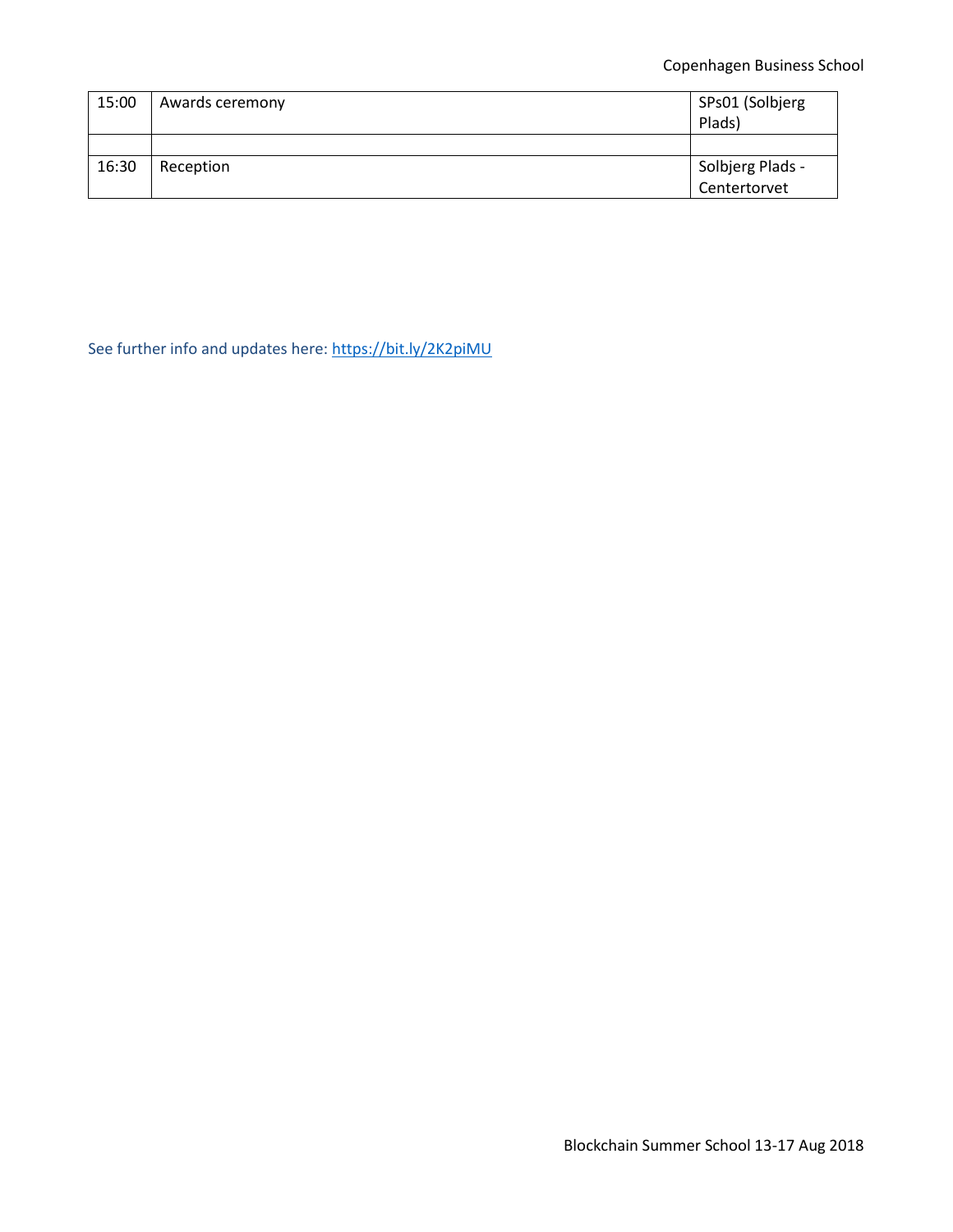| | | |
|---|---|---|
| 15:00 | Awards ceremony | SPs01 (Solbjerg Plads) |
| | | |
| 16:30 | Reception | Solbjerg Plads - Centertorvet |

See further info and updates here: https://bit.ly/2K2piMU